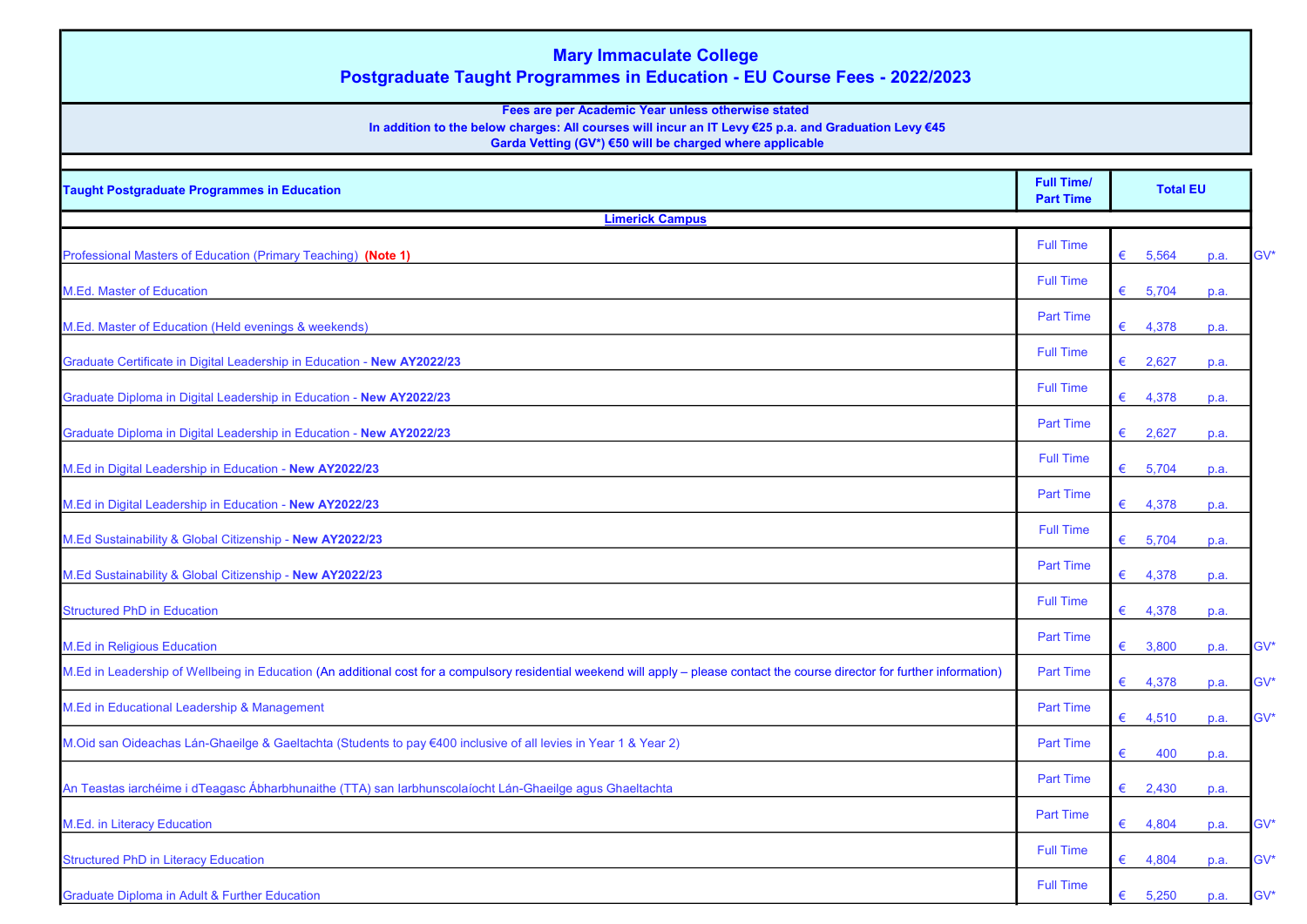# Mary Immaculate College
## Postgraduate Taught Programmes in Education - EU Course Fees - 2022/2023

**Fees are per Academic Year unless otherwise stated**
**In addition to the below charges: All courses will incur an IT Levy €25 p.a. and Graduation Levy €45**
**Garda Vetting (GV*) €50 will be charged where applicable**

| Taught Postgraduate Programmes in Education | Full Time/ Part Time | Total EU | |
|---|---|---|---|
| **Limerick Campus** | | | |
| Professional Masters of Education (Primary Teaching) **(Note 1)** | Full Time | € 5,564 p.a. | GV* |
| M.Ed. Master of Education | Full Time | € 5,704 p.a. | |
| M.Ed. Master of Education (Held evenings & weekends) | Part Time | € 4,378 p.a. | |
| Graduate Certificate in Digital Leadership in Education - **New AY2022/23** | Full Time | € 2,627 p.a. | |
| Graduate Diploma in Digital Leadership in Education - **New AY2022/23** | Full Time | € 4,378 p.a. | |
| Graduate Diploma in Digital Leadership in Education - **New AY2022/23** | Part Time | € 2,627 p.a. | |
| M.Ed in Digital Leadership in Education - **New AY2022/23** | Full Time | € 5,704 p.a. | |
| M.Ed in Digital Leadership in Education - **New AY2022/23** | Part Time | € 4,378 p.a. | |
| M.Ed Sustainability & Global Citizenship - **New AY2022/23** | Full Time | € 5,704 p.a. | |
| M.Ed Sustainability & Global Citizenship - **New AY2022/23** | Part Time | € 4,378 p.a. | |
| Structured PhD in Education | Full Time | € 4,378 p.a. | |
| M.Ed in Religious Education | Part Time | € 3,800 p.a. | GV* |
| M.Ed in Leadership of Wellbeing in Education (An additional cost for a compulsory residential weekend will apply – please contact the course director for further information) | Part Time | € 4,378 p.a. | GV* |
| M.Ed in Educational Leadership & Management | Part Time | € 4,510 p.a. | GV* |
| M.Oid san Oideachas Lán-Ghaeilge & Gaeltachta (Students to pay €400 inclusive of all levies in Year 1 & Year 2) | Part Time | € 400 p.a. | |
| An Teastas iarchéime i dTeagasc Ábharbhunaithe (TTA) san Iarbhunscolaíocht Lán-Ghaeilge agus Ghaeltachta | Part Time | € 2,430 p.a. | |
| M.Ed. in Literacy Education | Part Time | € 4,804 p.a. | GV* |
| Structured PhD in Literacy Education | Full Time | € 4,804 p.a. | GV* |
| Graduate Diploma in Adult & Further Education | Full Time | € 5,250 p.a. | GV* |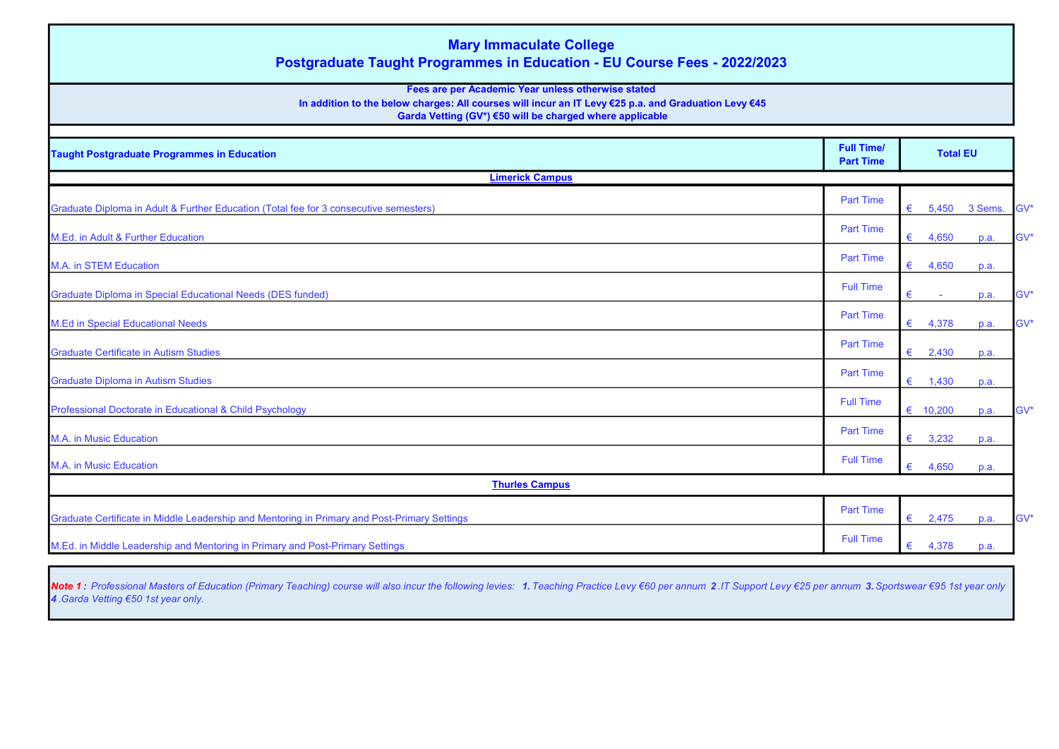# Mary Immaculate College
## Postgraduate Taught Programmes in Education - EU Course Fees - 2022/2023

**Fees are per Academic Year unless otherwise stated**
**In addition to the below charges: All courses will incur an IT Levy €25 p.a. and Graduation Levy €45**
**Garda Vetting (GV*) €50 will be charged where applicable**

| Taught Postgraduate Programmes in Education | Full Time/ Part Time | Total EU | | | |
|---|---|---|---|---|---|
| **Limerick Campus** | | | | | |
| Graduate Diploma in Adult & Further Education (Total fee for 3 consecutive semesters) | Part Time | € | 5,450 | 3 Sems. | GV* |
| M.Ed. in Adult & Further Education | Part Time | € | 4,650 | p.a. | GV* |
| M.A. in STEM Education | Part Time | € | 4,650 | p.a. | |
| Graduate Diploma in Special Educational Needs (DES funded) | Full Time | € | - | p.a. | GV* |
| M.Ed in Special Educational Needs | Part Time | € | 4,378 | p.a. | GV* |
| Graduate Certificate in Autism Studies | Part Time | € | 2,430 | p.a. | |
| Graduate Diploma in Autism Studies | Part Time | € | 1,430 | p.a. | |
| Professional Doctorate in Educational & Child Psychology | Full Time | € | 10,200 | p.a. | GV* |
| M.A. in Music Education | Part Time | € | 3,232 | p.a. | |
| M.A. in Music Education | Full Time | € | 4,650 | p.a. | |
| **Thurles Campus** | | | | | |
| Graduate Certificate in Middle Leadership and Mentoring in Primary and Post-Primary Settings | Part Time | € | 2,475 | p.a. | GV* |
| M.Ed. in Middle Leadership and Mentoring in Primary and Post-Primary Settings | Full Time | € | 4,378 | p.a. | |

***Note 1 :** Professional Masters of Education (Primary Teaching) course will also incur the following levies: **1.** Teaching Practice Levy €60 per annum **2** .IT Support Levy €25 per annum **3.** Sportswear €95 1st year only **4** .Garda Vetting €50 1st year only.*